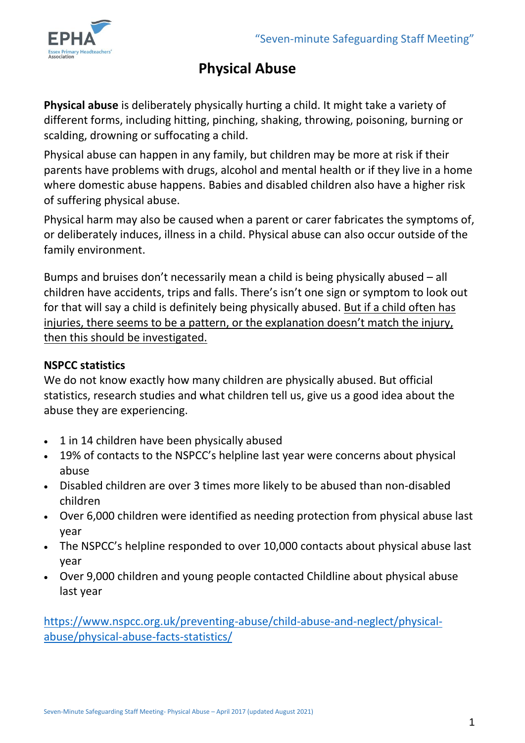# Physical Abuse

**Physical abuse** is deliberately physically hurting a child. It might take a variety of different forms, including hitting, pinching, shaking, throwing, poisoning, burning or scalding, drowning or suffocating a child.

Physical abuse can happen in any family, but children may be more at risk if their parents have problems with drugs, alcohol and mental health or if they live in a home where domestic abuse happens. Babies and disabled children also have a higher risk of suffering physical abuse.

Physical harm may also be caused when a parent or carer fabricates the symptoms of, or deliberately induces, illness in a child. Physical abuse can also occur outside of the family environment.

Bumps and bruises don't necessarily mean a child is being physically abused – all children have accidents, trips and falls. There's isn't one sign or symptom to look out for that will say a child is definitely being physically abused. But if a child often has injuries, there seems to be a pattern, or the explanation doesn't match the injury, then this should be investigated.

**NSPCC statistics**

We do not know exactly how many children are physically abused. But official statistics, research studies and what children tell us, give us a good idea about the abuse they are experiencing.

- 1 in 14 children have been physically abused
- 19% of contacts to the NSPCC's helpline last year were concerns about physical abuse
- Disabled children are over 3 times more likely to be abused than non-disabled children
- Over 6,000 children were identified as needing protection from physical abuse last year
- The NSPCC's helpline responded to over 10,000 contacts about physical abuse last year
- Over 9,000 children and young people contacted Childline about physical abuse last year

https://www.nspcc.org.uk/preventing-abuse/child-abuse-and-neglect/physical-abuse/physical-abuse-facts-statistics/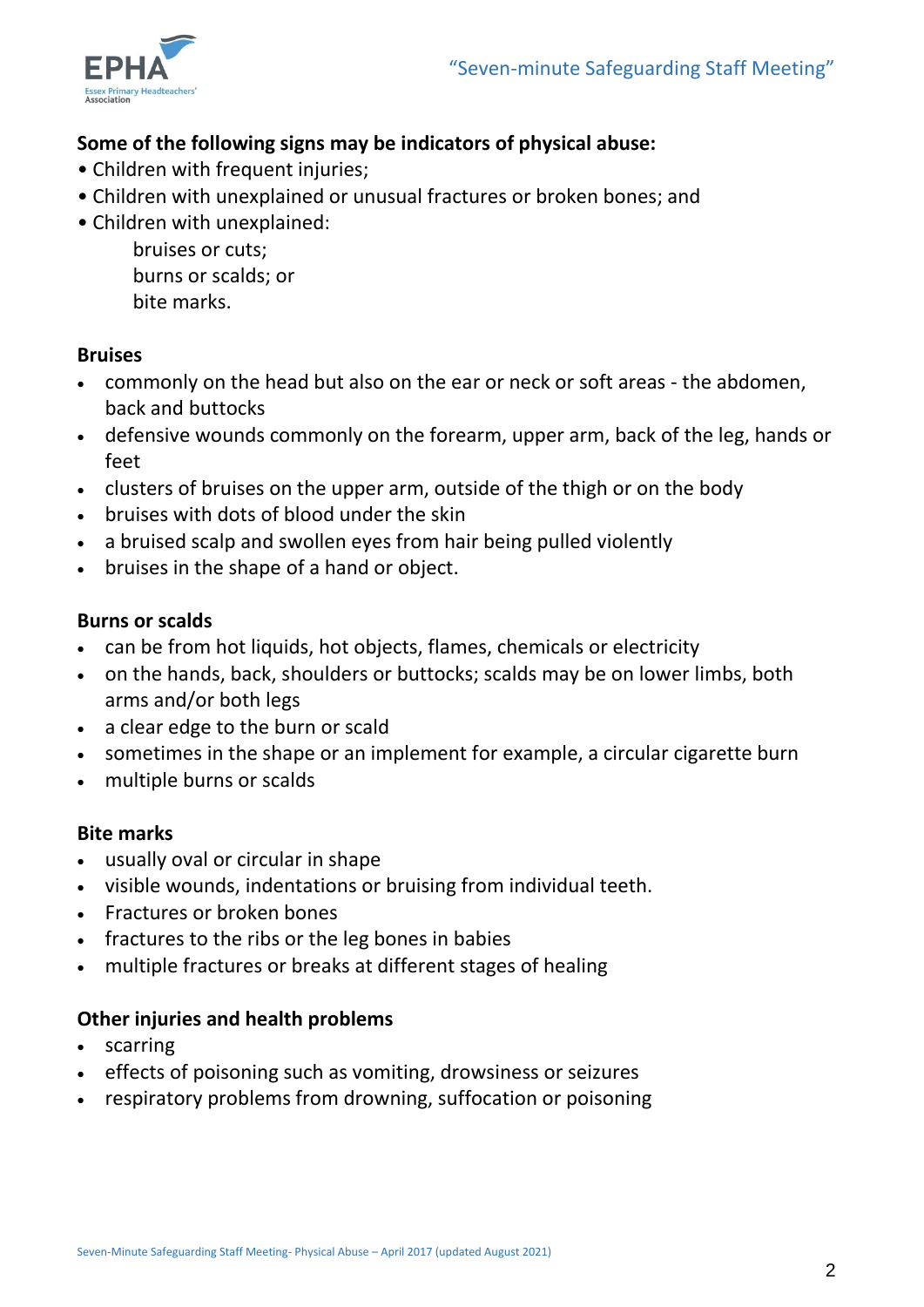**Some of the following signs may be indicators of physical abuse:**

- Children with frequent injuries;
- Children with unexplained or unusual fractures or broken bones; and
- Children with unexplained:
  - bruises or cuts;
  - burns or scalds; or
  - bite marks.

**Bruises**

- commonly on the head but also on the ear or neck or soft areas - the abdomen, back and buttocks
- defensive wounds commonly on the forearm, upper arm, back of the leg, hands or feet
- clusters of bruises on the upper arm, outside of the thigh or on the body
- bruises with dots of blood under the skin
- a bruised scalp and swollen eyes from hair being pulled violently
- bruises in the shape of a hand or object.

**Burns or scalds**

- can be from hot liquids, hot objects, flames, chemicals or electricity
- on the hands, back, shoulders or buttocks; scalds may be on lower limbs, both arms and/or both legs
- a clear edge to the burn or scald
- sometimes in the shape or an implement for example, a circular cigarette burn
- multiple burns or scalds

**Bite marks**

- usually oval or circular in shape
- visible wounds, indentations or bruising from individual teeth.
- Fractures or broken bones
- fractures to the ribs or the leg bones in babies
- multiple fractures or breaks at different stages of healing

**Other injuries and health problems**

- scarring
- effects of poisoning such as vomiting, drowsiness or seizures
- respiratory problems from drowning, suffocation or poisoning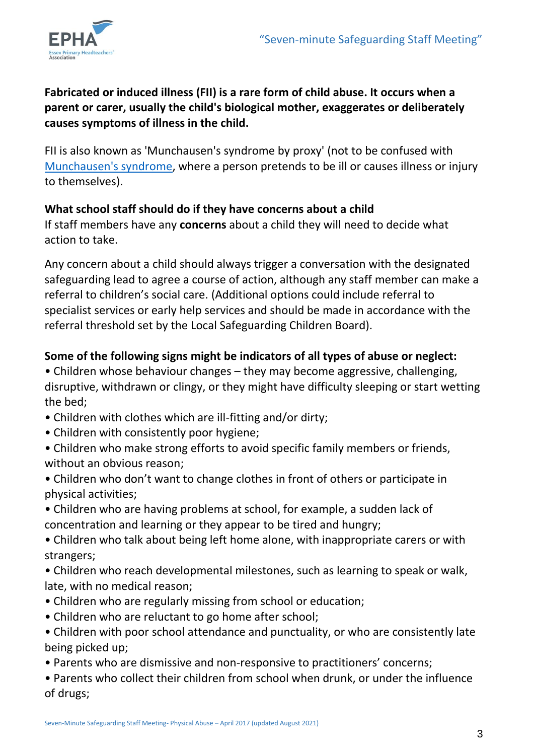**Fabricated or induced illness (FII) is a rare form of child abuse. It occurs when a parent or carer, usually the child's biological mother, exaggerates or deliberately causes symptoms of illness in the child.**

FII is also known as 'Munchausen's syndrome by proxy' (not to be confused with Munchausen's syndrome, where a person pretends to be ill or causes illness or injury to themselves).

**What school staff should do if they have concerns about a child**

If staff members have any **concerns** about a child they will need to decide what action to take.

Any concern about a child should always trigger a conversation with the designated safeguarding lead to agree a course of action, although any staff member can make a referral to children's social care. (Additional options could include referral to specialist services or early help services and should be made in accordance with the referral threshold set by the Local Safeguarding Children Board).

**Some of the following signs might be indicators of all types of abuse or neglect:**

- Children whose behaviour changes – they may become aggressive, challenging, disruptive, withdrawn or clingy, or they might have difficulty sleeping or start wetting the bed;
- Children with clothes which are ill-fitting and/or dirty;
- Children with consistently poor hygiene;
- Children who make strong efforts to avoid specific family members or friends, without an obvious reason;
- Children who don't want to change clothes in front of others or participate in physical activities;
- Children who are having problems at school, for example, a sudden lack of concentration and learning or they appear to be tired and hungry;
- Children who talk about being left home alone, with inappropriate carers or with strangers;
- Children who reach developmental milestones, such as learning to speak or walk, late, with no medical reason;
- Children who are regularly missing from school or education;
- Children who are reluctant to go home after school;
- Children with poor school attendance and punctuality, or who are consistently late being picked up;
- Parents who are dismissive and non-responsive to practitioners' concerns;
- Parents who collect their children from school when drunk, or under the influence of drugs;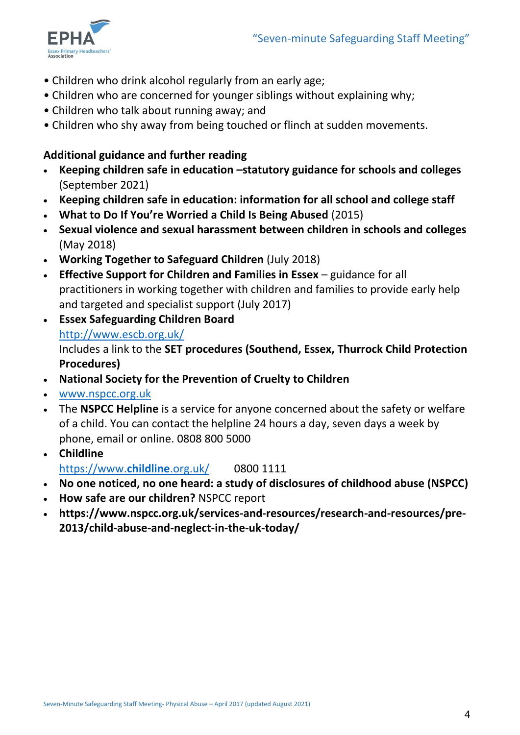- Children who drink alcohol regularly from an early age;
- Children who are concerned for younger siblings without explaining why;
- Children who talk about running away; and
- Children who shy away from being touched or flinch at sudden movements.

**Additional guidance and further reading**

- **Keeping children safe in education –statutory guidance for schools and colleges** (September 2021)
- **Keeping children safe in education: information for all school and college staff**
- **What to Do If You're Worried a Child Is Being Abused** (2015)
- **Sexual violence and sexual harassment between children in schools and colleges** (May 2018)
- **Working Together to Safeguard Children** (July 2018)
- **Effective Support for Children and Families in Essex** – guidance for all practitioners in working together with children and families to provide early help and targeted and specialist support (July 2017)
- **Essex Safeguarding Children Board**
  http://www.escb.org.uk/
  Includes a link to the **SET procedures (Southend, Essex, Thurrock Child Protection Procedures)**
- **National Society for the Prevention of Cruelty to Children**
- www.nspcc.org.uk
- The **NSPCC Helpline** is a service for anyone concerned about the safety or welfare of a child. You can contact the helpline 24 hours a day, seven days a week by phone, email or online. 0808 800 5000
- **Childline**
  https://www.**childline**.org.uk/ 0800 1111
- **No one noticed, no one heard: a study of disclosures of childhood abuse (NSPCC)**
- **How safe are our children?** NSPCC report
- **https://www.nspcc.org.uk/services-and-resources/research-and-resources/pre-2013/child-abuse-and-neglect-in-the-uk-today/**